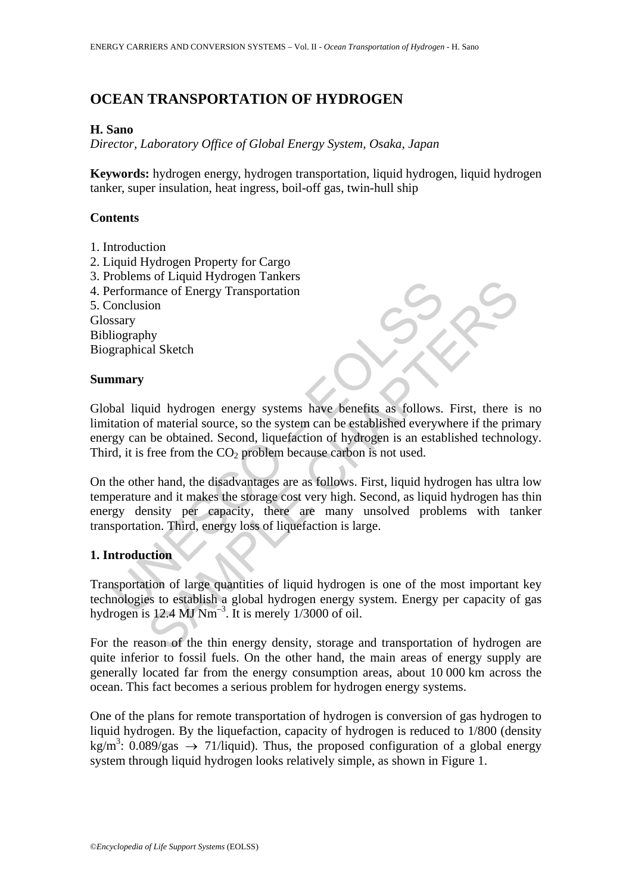# OCEAN TRANSPORTATION OF HYDROGEN

**H. Sano**

*Director, Laboratory Office of Global Energy System, Osaka, Japan*

**Keywords:** hydrogen energy, hydrogen transportation, liquid hydrogen, liquid hydrogen tanker, super insulation, heat ingress, boil-off gas, twin-hull ship

## Contents

1. Introduction
2. Liquid Hydrogen Property for Cargo
3. Problems of Liquid Hydrogen Tankers
4. Performance of Energy Transportation
5. Conclusion

Glossary
Bibliography
Biographical Sketch

## Summary

Global liquid hydrogen energy systems have benefits as follows. First, there is no limitation of material source, so the system can be established everywhere if the primary energy can be obtained. Second, liquefaction of hydrogen is an established technology. Third, it is free from the $CO_2$ problem because carbon is not used.

On the other hand, the disadvantages are as follows. First, liquid hydrogen has ultra low temperature and it makes the storage cost very high. Second, as liquid hydrogen has thin energy density per capacity, there are many unsolved problems with tanker transportation. Third, energy loss of liquefaction is large.

## 1. Introduction

Transportation of large quantities of liquid hydrogen is one of the most important key technologies to establish a global hydrogen energy system. Energy per capacity of gas hydrogen is 12.4 MJ $Nm^{-3}$. It is merely 1/3000 of oil.

For the reason of the thin energy density, storage and transportation of hydrogen are quite inferior to fossil fuels. On the other hand, the main areas of energy supply are generally located far from the energy consumption areas, about 10 000 km across the ocean. This fact becomes a serious problem for hydrogen energy systems.

One of the plans for remote transportation of hydrogen is conversion of gas hydrogen to liquid hydrogen. By the liquefaction, capacity of hydrogen is reduced to 1/800 (density $kg/m^3$: 0.089/gas $\rightarrow$ 71/liquid). Thus, the proposed configuration of a global energy system through liquid hydrogen looks relatively simple, as shown in Figure 1.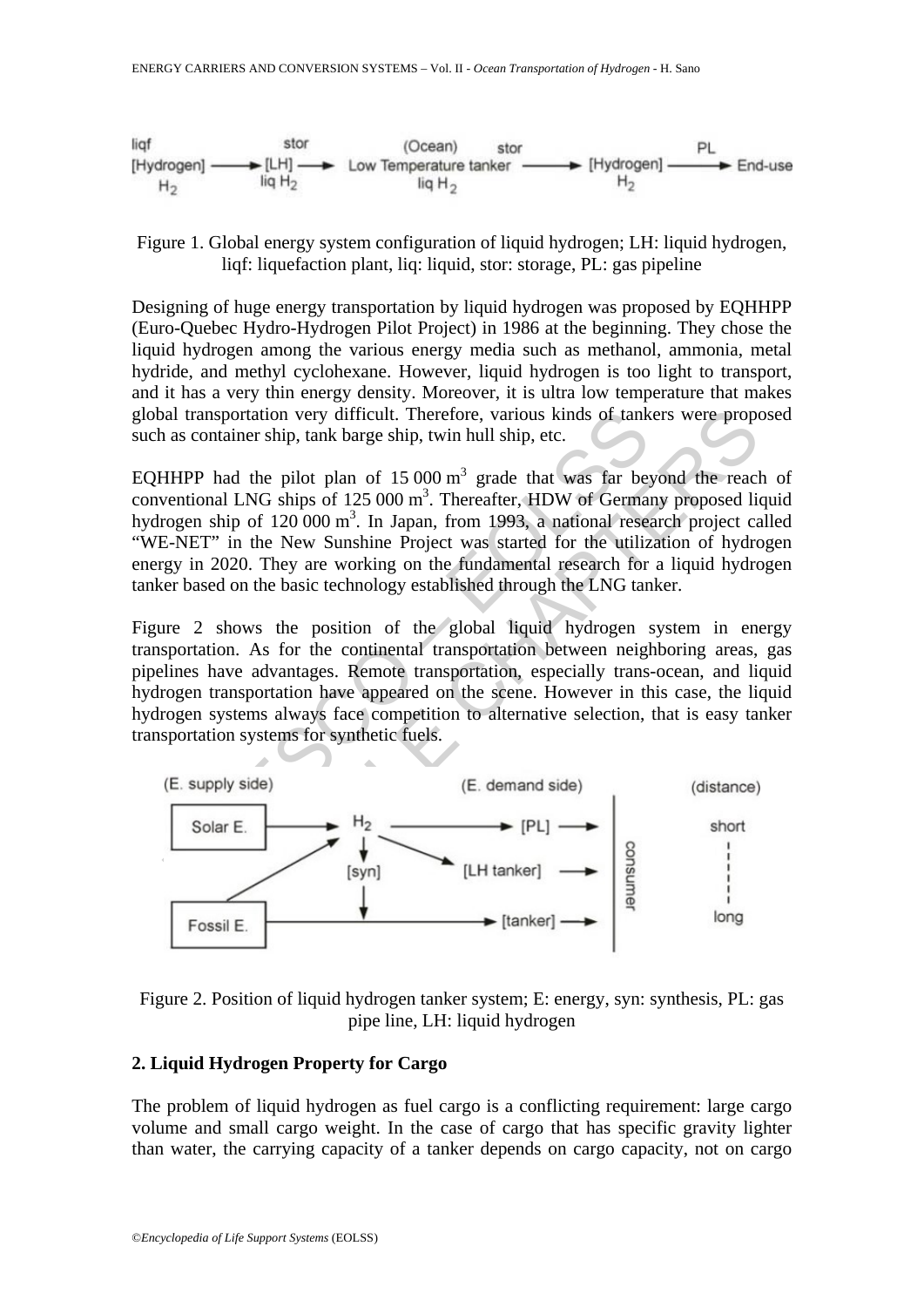Figure 1. Global energy system configuration of liquid hydrogen; LH: liquid hydrogen, liqf: liquefaction plant, liq: liquid, stor: storage, PL: gas pipeline

Designing of huge energy transportation by liquid hydrogen was proposed by EQHHPP (Euro-Quebec Hydro-Hydrogen Pilot Project) in 1986 at the beginning. They chose the liquid hydrogen among the various energy media such as methanol, ammonia, metal hydride, and methyl cyclohexane. However, liquid hydrogen is too light to transport, and it has a very thin energy density. Moreover, it is ultra low temperature that makes global transportation very difficult. Therefore, various kinds of tankers were proposed such as container ship, tank barge ship, twin hull ship, etc.

EQHHPP had the pilot plan of 15 000 $m^3$ grade that was far beyond the reach of conventional LNG ships of 125 000 $m^3$. Thereafter, HDW of Germany proposed liquid hydrogen ship of 120 000 $m^3$. In Japan, from 1993, a national research project called "WE-NET" in the New Sunshine Project was started for the utilization of hydrogen energy in 2020. They are working on the fundamental research for a liquid hydrogen tanker based on the basic technology established through the LNG tanker.

Figure 2 shows the position of the global liquid hydrogen system in energy transportation. As for the continental transportation between neighboring areas, gas pipelines have advantages. Remote transportation, especially trans-ocean, and liquid hydrogen transportation have appeared on the scene. However in this case, the liquid hydrogen systems always face competition to alternative selection, that is easy tanker transportation systems for synthetic fuels.

Figure 2. Position of liquid hydrogen tanker system; E: energy, syn: synthesis, PL: gas pipe line, LH: liquid hydrogen

## 2. Liquid Hydrogen Property for Cargo

The problem of liquid hydrogen as fuel cargo is a conflicting requirement: large cargo volume and small cargo weight. In the case of cargo that has specific gravity lighter than water, the carrying capacity of a tanker depends on cargo capacity, not on cargo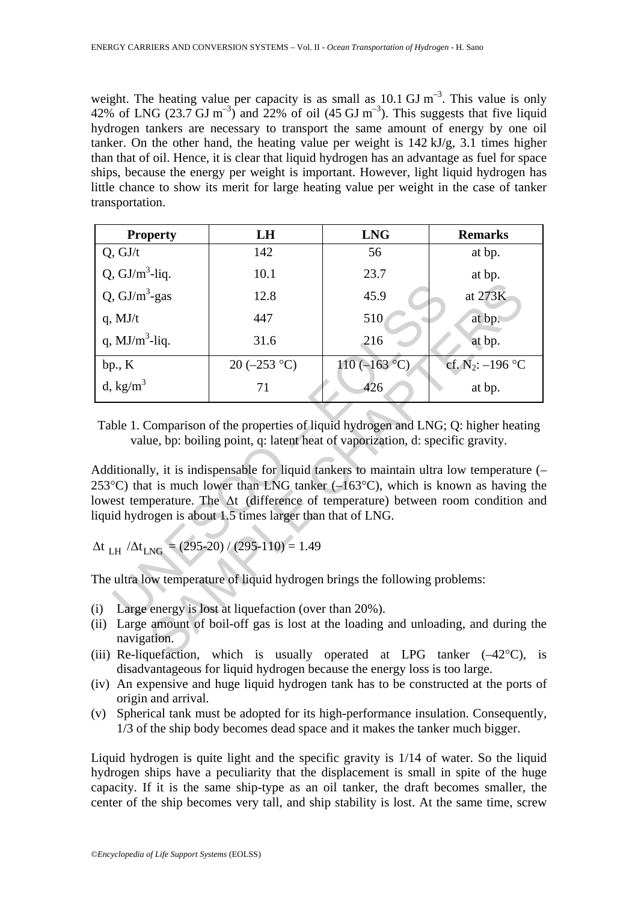weight. The heating value per capacity is as small as 10.1 GJ $m^{-3}$. This value is only 42% of LNG (23.7 GJ $m^{-3}$) and 22% of oil (45 GJ $m^{-3}$). This suggests that five liquid hydrogen tankers are necessary to transport the same amount of energy by one oil tanker. On the other hand, the heating value per weight is 142 kJ/g, 3.1 times higher than that of oil. Hence, it is clear that liquid hydrogen has an advantage as fuel for space ships, because the energy per weight is important. However, light liquid hydrogen has little chance to show its merit for large heating value per weight in the case of tanker transportation.

| Property | LH | LNG | Remarks |
|---|---|---|---|
| Q, GJ/t | 142 | 56 | at bp. |
| Q, GJ/$m^3$-liq. | 10.1 | 23.7 | at bp. |
| Q, GJ/$m^3$-gas | 12.8 | 45.9 | at 273K |
| q, MJ/t | 447 | 510 | at bp. |
| q, MJ/$m^3$-liq. | 31.6 | 216 | at bp. |
| bp., K | 20 (–253 °C) | 110 (–163 °C) | cf. $N_2$: –196 °C |
| d, kg/$m^3$ | 71 | 426 | at bp. |

Table 1. Comparison of the properties of liquid hydrogen and LNG; Q: higher heating value, bp: boiling point, q: latent heat of vaporization, d: specific gravity.

Additionally, it is indispensable for liquid tankers to maintain ultra low temperature (–253°C) that is much lower than LNG tanker (–163°C), which is known as having the lowest temperature. The Δt (difference of temperature) between room condition and liquid hydrogen is about 1.5 times larger than that of LNG.

$$\Delta t_{LH} / \Delta t_{LNG} = (295\text{-}20) / (295\text{-}110) = 1.49$$

The ultra low temperature of liquid hydrogen brings the following problems:

(i) Large energy is lost at liquefaction (over than 20%).
(ii) Large amount of boil-off gas is lost at the loading and unloading, and during the navigation.
(iii) Re-liquefaction, which is usually operated at LPG tanker (–42°C), is disadvantageous for liquid hydrogen because the energy loss is too large.
(iv) An expensive and huge liquid hydrogen tank has to be constructed at the ports of origin and arrival.
(v) Spherical tank must be adopted for its high-performance insulation. Consequently, 1/3 of the ship body becomes dead space and it makes the tanker much bigger.

Liquid hydrogen is quite light and the specific gravity is 1/14 of water. So the liquid hydrogen ships have a peculiarity that the displacement is small in spite of the huge capacity. If it is the same ship-type as an oil tanker, the draft becomes smaller, the center of the ship becomes very tall, and ship stability is lost. At the same time, screw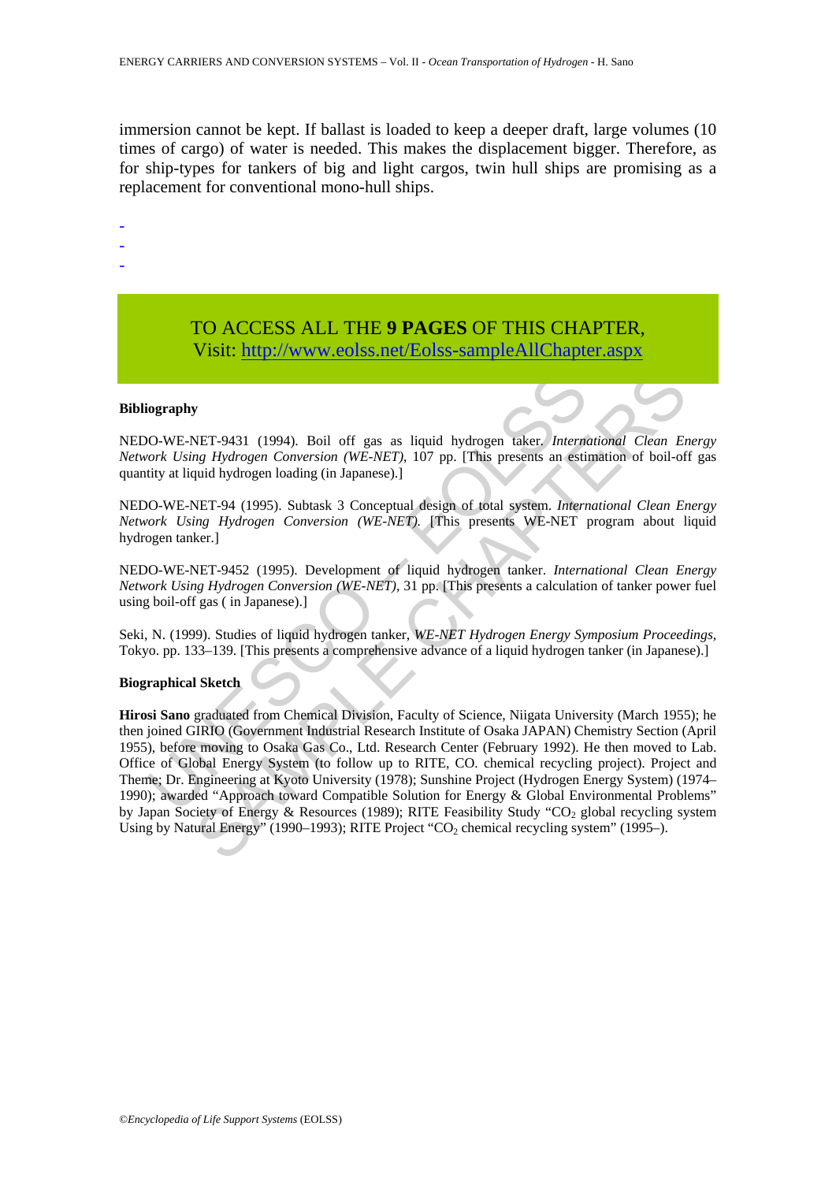immersion cannot be kept. If ballast is loaded to keep a deeper draft, large volumes (10 times of cargo) of water is needed. This makes the displacement bigger. Therefore, as for ship-types for tankers of big and light cargos, twin hull ships are promising as a replacement for conventional mono-hull ships.

-
-
-

TO ACCESS ALL THE **9 PAGES** OF THIS CHAPTER,
Visit: http://www.eolss.net/Eolss-sampleAllChapter.aspx

**Bibliography**

NEDO-WE-NET-9431 (1994). Boil off gas as liquid hydrogen taker. *International Clean Energy Network Using Hydrogen Conversion (WE-NET)*, 107 pp. [This presents an estimation of boil-off gas quantity at liquid hydrogen loading (in Japanese).]

NEDO-WE-NET-94 (1995). Subtask 3 Conceptual design of total system. *International Clean Energy Network Using Hydrogen Conversion (WE-NET).* [This presents WE-NET program about liquid hydrogen tanker.]

NEDO-WE-NET-9452 (1995). Development of liquid hydrogen tanker. *International Clean Energy Network Using Hydrogen Conversion (WE-NET)*, 31 pp. [This presents a calculation of tanker power fuel using boil-off gas ( in Japanese).]

Seki, N. (1999). Studies of liquid hydrogen tanker, *WE-NET Hydrogen Energy Symposium Proceedings*, Tokyo. pp. 133–139. [This presents a comprehensive advance of a liquid hydrogen tanker (in Japanese).]

**Biographical Sketch**

**Hirosi Sano** graduated from Chemical Division, Faculty of Science, Niigata University (March 1955); he then joined GIRIO (Government Industrial Research Institute of Osaka JAPAN) Chemistry Section (April 1955), before moving to Osaka Gas Co., Ltd. Research Center (February 1992). He then moved to Lab. Office of Global Energy System (to follow up to RITE, CO. chemical recycling project). Project and Theme; Dr. Engineering at Kyoto University (1978); Sunshine Project (Hydrogen Energy System) (1974–1990); awarded "Approach toward Compatible Solution for Energy & Global Environmental Problems" by Japan Society of Energy & Resources (1989); RITE Feasibility Study "$CO_2$ global recycling system Using by Natural Energy" (1990–1993); RITE Project "$CO_2$ chemical recycling system" (1995–).